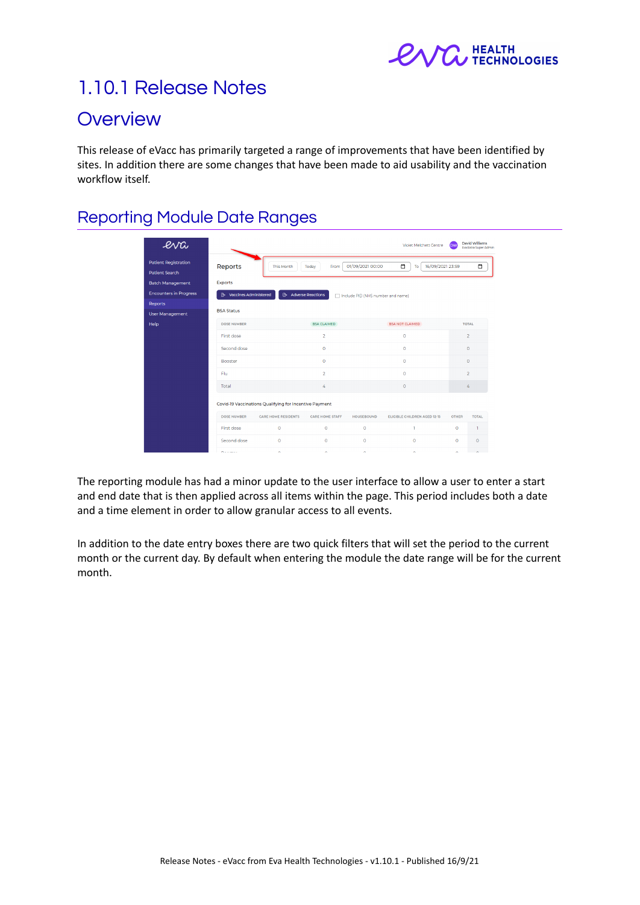# 1.10.1 Release Notes

## Overview

This release of eVacc has primarily targeted a range of improvements that have been identified by sites. In addition there are some changes that have been made to aid usability and the vaccination workflow itself.

## Reporting Module Date Ranges

The reporting module has had a minor update to the user interface to allow a user to enter a start and end date that is then applied across all items within the page. This period includes both a date and a time element in order to allow granular access to all events.

In addition to the date entry boxes there are two quick filters that will set the period to the current month or the current day. By default when entering the module the date range will be for the current month.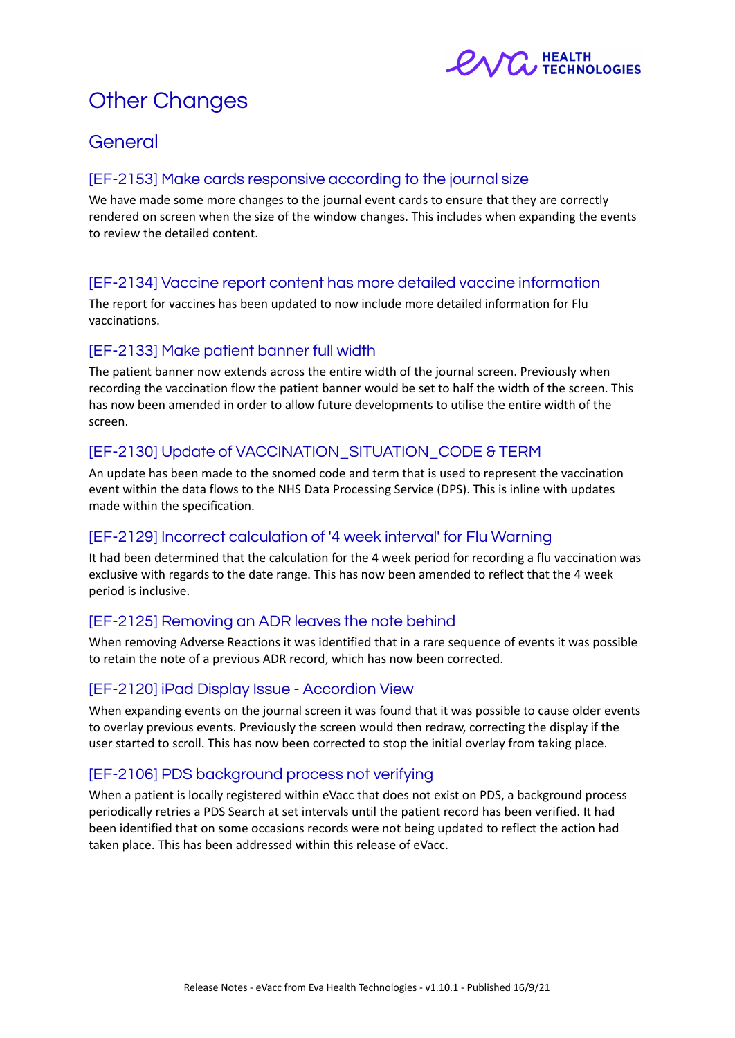# Other Changes

## General

### [EF-2153] Make cards responsive according to the journal size

We have made some more changes to the journal event cards to ensure that they are correctly rendered on screen when the size of the window changes. This includes when expanding the events to review the detailed content.

### [EF-2134] Vaccine report content has more detailed vaccine information

The report for vaccines has been updated to now include more detailed information for Flu vaccinations.

### [EF-2133] Make patient banner full width

The patient banner now extends across the entire width of the journal screen. Previously when recording the vaccination flow the patient banner would be set to half the width of the screen. This has now been amended in order to allow future developments to utilise the entire width of the screen.

### [EF-2130] Update of VACCINATION_SITUATION_CODE & TERM

An update has been made to the snomed code and term that is used to represent the vaccination event within the data flows to the NHS Data Processing Service (DPS). This is inline with updates made within the specification.

### [EF-2129] Incorrect calculation of '4 week interval' for Flu Warning

It had been determined that the calculation for the 4 week period for recording a flu vaccination was exclusive with regards to the date range. This has now been amended to reflect that the 4 week period is inclusive.

### [EF-2125] Removing an ADR leaves the note behind

When removing Adverse Reactions it was identified that in a rare sequence of events it was possible to retain the note of a previous ADR record, which has now been corrected.

### [EF-2120] iPad Display Issue - Accordion View

When expanding events on the journal screen it was found that it was possible to cause older events to overlay previous events. Previously the screen would then redraw, correcting the display if the user started to scroll. This has now been corrected to stop the initial overlay from taking place.

### [EF-2106] PDS background process not verifying

When a patient is locally registered within eVacc that does not exist on PDS, a background process periodically retries a PDS Search at set intervals until the patient record has been verified. It had been identified that on some occasions records were not being updated to reflect the action had taken place. This has been addressed within this release of eVacc.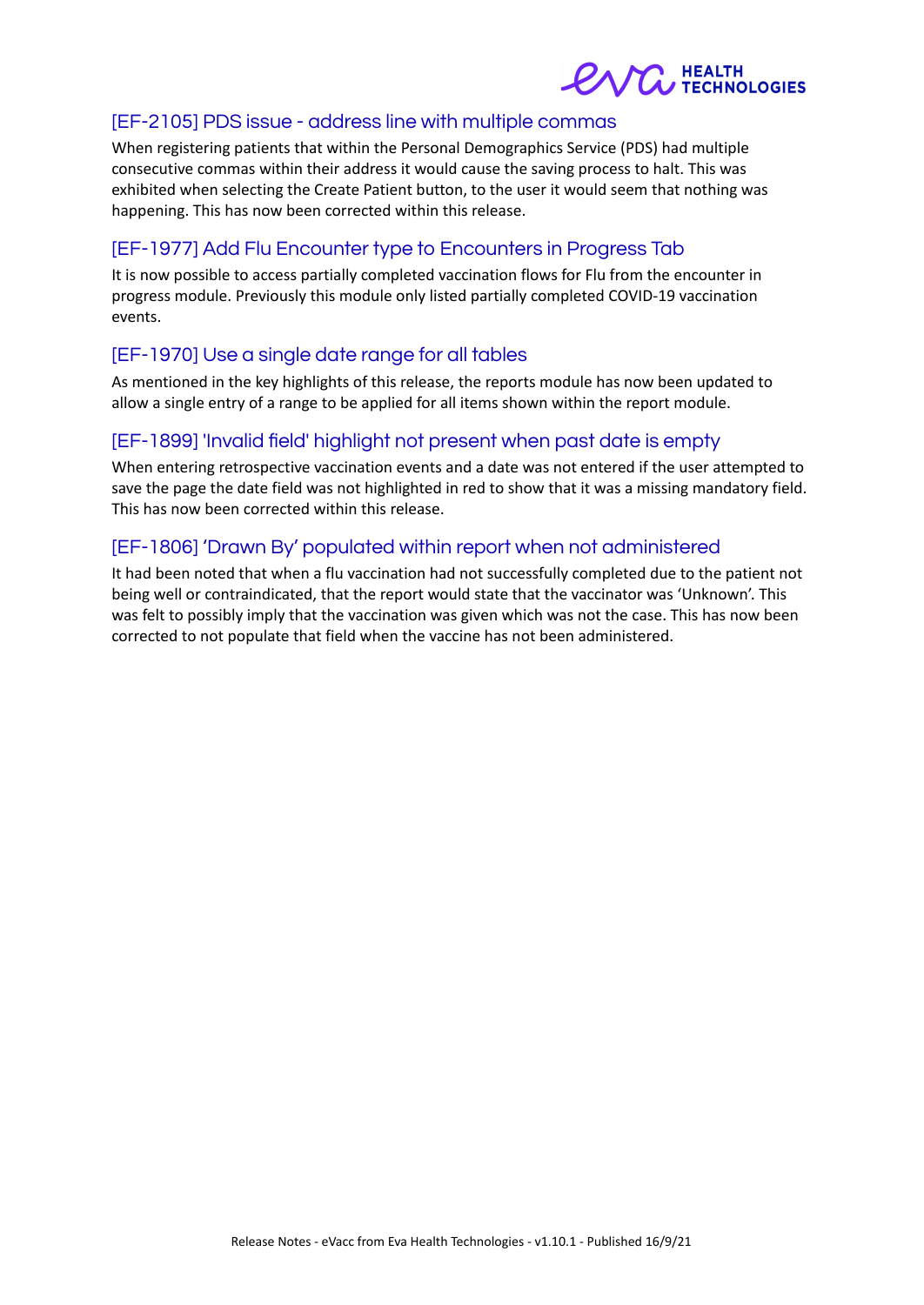## [EF-2105] PDS issue - address line with multiple commas

When registering patients that within the Personal Demographics Service (PDS) had multiple consecutive commas within their address it would cause the saving process to halt. This was exhibited when selecting the Create Patient button, to the user it would seem that nothing was happening. This has now been corrected within this release.

## [EF-1977] Add Flu Encounter type to Encounters in Progress Tab

It is now possible to access partially completed vaccination flows for Flu from the encounter in progress module. Previously this module only listed partially completed COVID-19 vaccination events.

## [EF-1970] Use a single date range for all tables

As mentioned in the key highlights of this release, the reports module has now been updated to allow a single entry of a range to be applied for all items shown within the report module.

## [EF-1899] 'Invalid field' highlight not present when past date is empty

When entering retrospective vaccination events and a date was not entered if the user attempted to save the page the date field was not highlighted in red to show that it was a missing mandatory field. This has now been corrected within this release.

## [EF-1806] 'Drawn By' populated within report when not administered

It had been noted that when a flu vaccination had not successfully completed due to the patient not being well or contraindicated, that the report would state that the vaccinator was 'Unknown'. This was felt to possibly imply that the vaccination was given which was not the case. This has now been corrected to not populate that field when the vaccine has not been administered.